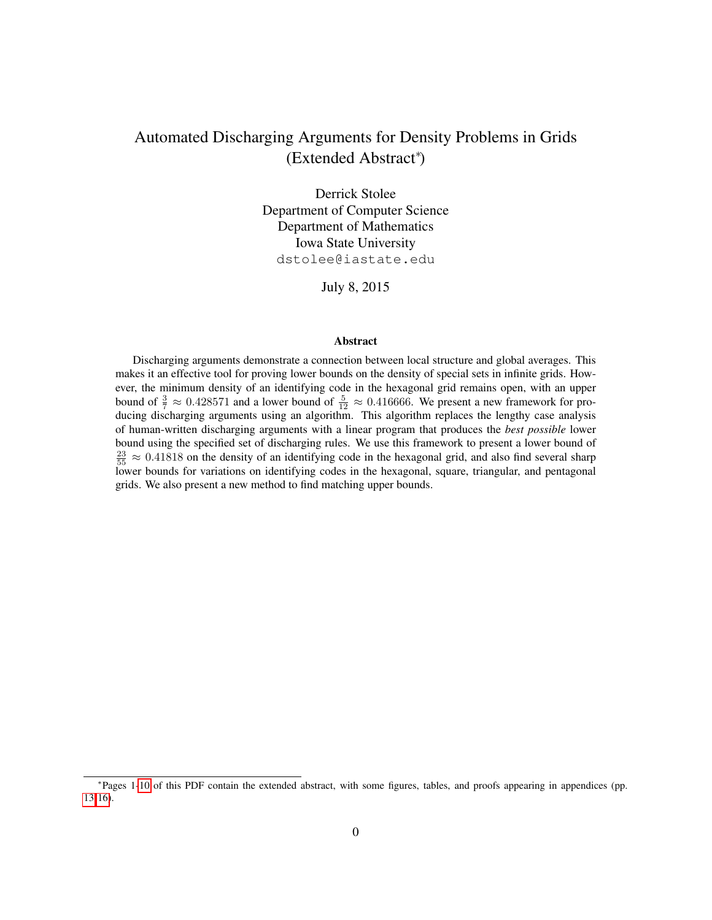# Automated Discharging Arguments for Density Problems in Grids (Extended Abstract*)

Derrick Stolee
Department of Computer Science
Department of Mathematics
Iowa State University
dstolee@iastate.edu

July 8, 2015

## Abstract

Discharging arguments demonstrate a connection between local structure and global averages. This makes it an effective tool for proving lower bounds on the density of special sets in infinite grids. However, the minimum density of an identifying code in the hexagonal grid remains open, with an upper bound of $\frac{3}{7} \approx 0.428571$ and a lower bound of $\frac{5}{12} \approx 0.416666$. We present a new framework for producing discharging arguments using an algorithm. This algorithm replaces the lengthy case analysis of human-written discharging arguments with a linear program that produces the *best possible* lower bound using the specified set of discharging rules. We use this framework to present a lower bound of $\frac{23}{55} \approx 0.41818$ on the density of an identifying code in the hexagonal grid, and also find several sharp lower bounds for variations on identifying codes in the hexagonal, square, triangular, and pentagonal grids. We also present a new method to find matching upper bounds.

---

*Pages 1-10 of this PDF contain the extended abstract, with some figures, tables, and proofs appearing in appendices (pp. 13-16).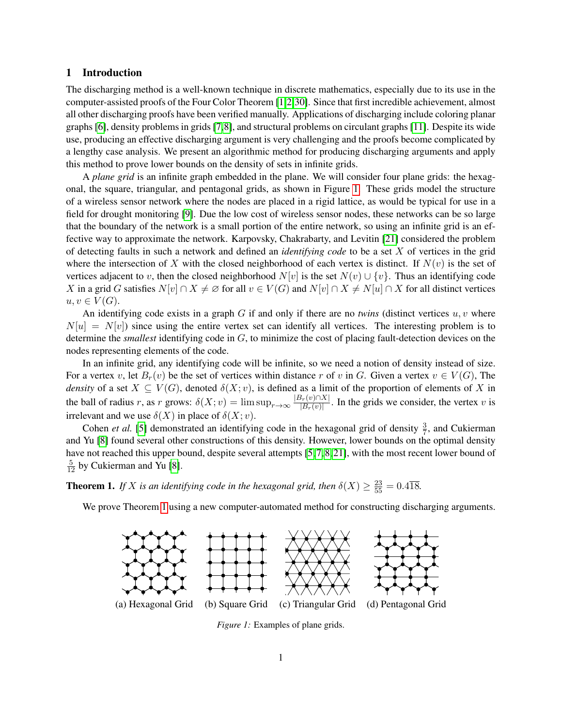## 1 Introduction

The discharging method is a well-known technique in discrete mathematics, especially due to its use in the computer-assisted proofs of the Four Color Theorem [1,2,30]. Since that first incredible achievement, almost all other discharging proofs have been verified manually. Applications of discharging include coloring planar graphs [6], density problems in grids [7,8], and structural problems on circulant graphs [11]. Despite its wide use, producing an effective discharging argument is very challenging and the proofs become complicated by a lengthy case analysis. We present an algorithmic method for producing discharging arguments and apply this method to prove lower bounds on the density of sets in infinite grids.

A *plane grid* is an infinite graph embedded in the plane. We will consider four plane grids: the hexagonal, the square, triangular, and pentagonal grids, as shown in Figure 1. These grids model the structure of a wireless sensor network where the nodes are placed in a rigid lattice, as would be typical for use in a field for drought monitoring [9]. Due the low cost of wireless sensor nodes, these networks can be so large that the boundary of the network is a small portion of the entire network, so using an infinite grid is an effective way to approximate the network. Karpovsky, Chakrabarty, and Levitin [21] considered the problem of detecting faults in such a network and defined an *identifying code* to be a set $X$ of vertices in the grid where the intersection of $X$ with the closed neighborhood of each vertex is distinct. If $N(v)$ is the set of vertices adjacent to $v$, then the closed neighborhood $N[v]$ is the set $N(v) \cup \{v\}$. Thus an identifying code $X$ in a grid $G$ satisfies $N[v] \cap X \neq \varnothing$ for all $v \in V(G)$ and $N[v] \cap X \neq N[u] \cap X$ for all distinct vertices $u, v \in V(G)$.

An identifying code exists in a graph $G$ if and only if there are no *twins* (distinct vertices $u, v$ where $N[u] = N[v]$) since using the entire vertex set can identify all vertices. The interesting problem is to determine the *smallest* identifying code in $G$, to minimize the cost of placing fault-detection devices on the nodes representing elements of the code.

In an infinite grid, any identifying code will be infinite, so we need a notion of density instead of size. For a vertex $v$, let $B_r(v)$ be the set of vertices within distance $r$ of $v$ in $G$. Given a vertex $v \in V(G)$, The *density* of a set $X \subseteq V(G)$, denoted $\delta(X; v)$, is defined as a limit of the proportion of elements of $X$ in the ball of radius $r$, as $r$ grows: $\delta(X; v) = \limsup_{r\to\infty} \frac{|B_r(v)\cap X|}{|B_r(v)|}$. In the grids we consider, the vertex $v$ is irrelevant and we use $\delta(X)$ in place of $\delta(X; v)$.

Cohen *et al.* [5] demonstrated an identifying code in the hexagonal grid of density $\frac{3}{7}$, and Cukierman and Yu [8] found several other constructions of this density. However, lower bounds on the optimal density have not reached this upper bound, despite several attempts [5,7,8,21], with the most recent lower bound of $\frac{5}{12}$ by Cukierman and Yu [8].

**Theorem 1.** *If $X$ is an identifying code in the hexagonal grid, then $\delta(X) \geq \frac{23}{55} = 0.4\overline{18}$.*

We prove Theorem 1 using a new computer-automated method for constructing discharging arguments.

(a) Hexagonal Grid (b) Square Grid (c) Triangular Grid (d) Pentagonal Grid

*Figure 1:* Examples of plane grids.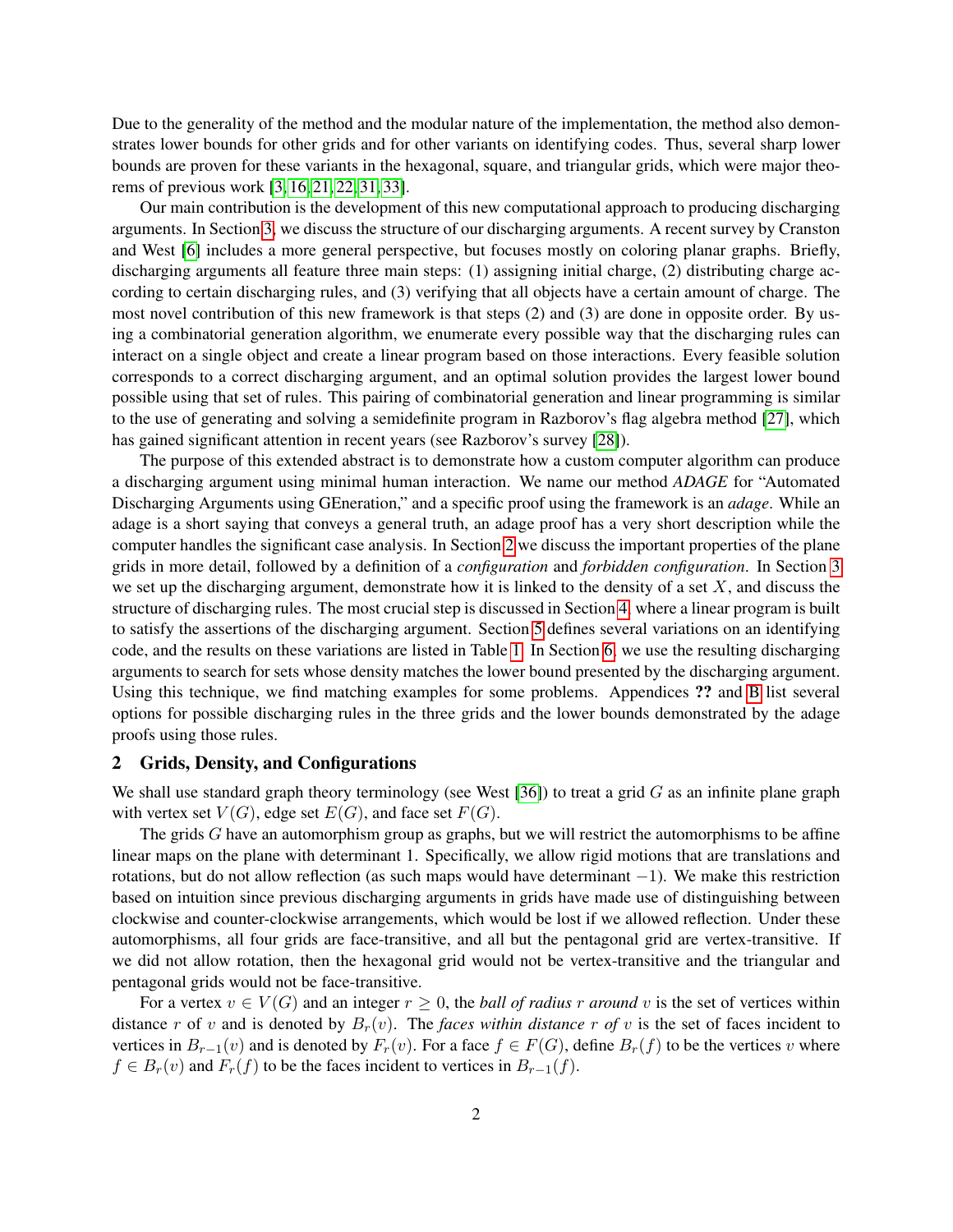Due to the generality of the method and the modular nature of the implementation, the method also demonstrates lower bounds for other grids and for other variants on identifying codes. Thus, several sharp lower bounds are proven for these variants in the hexagonal, square, and triangular grids, which were major theorems of previous work [3, 16, 21, 22, 31, 33].

Our main contribution is the development of this new computational approach to producing discharging arguments. In Section 3, we discuss the structure of our discharging arguments. A recent survey by Cranston and West [6] includes a more general perspective, but focuses mostly on coloring planar graphs. Briefly, discharging arguments all feature three main steps: (1) assigning initial charge, (2) distributing charge according to certain discharging rules, and (3) verifying that all objects have a certain amount of charge. The most novel contribution of this new framework is that steps (2) and (3) are done in opposite order. By using a combinatorial generation algorithm, we enumerate every possible way that the discharging rules can interact on a single object and create a linear program based on those interactions. Every feasible solution corresponds to a correct discharging argument, and an optimal solution provides the largest lower bound possible using that set of rules. This pairing of combinatorial generation and linear programming is similar to the use of generating and solving a semidefinite program in Razborov's flag algebra method [27], which has gained significant attention in recent years (see Razborov's survey [28]).

The purpose of this extended abstract is to demonstrate how a custom computer algorithm can produce a discharging argument using minimal human interaction. We name our method *ADAGE* for "Automated Discharging Arguments using GEneration," and a specific proof using the framework is an *adage*. While an adage is a short saying that conveys a general truth, an adage proof has a very short description while the computer handles the significant case analysis. In Section 2 we discuss the important properties of the plane grids in more detail, followed by a definition of a *configuration* and *forbidden configuration*. In Section 3 we set up the discharging argument, demonstrate how it is linked to the density of a set $X$, and discuss the structure of discharging rules. The most crucial step is discussed in Section 4, where a linear program is built to satisfy the assertions of the discharging argument. Section 5 defines several variations on an identifying code, and the results on these variations are listed in Table 1. In Section 6, we use the resulting discharging arguments to search for sets whose density matches the lower bound presented by the discharging argument. Using this technique, we find matching examples for some problems. Appendices **??** and B list several options for possible discharging rules in the three grids and the lower bounds demonstrated by the adage proofs using those rules.

## 2 Grids, Density, and Configurations

We shall use standard graph theory terminology (see West [36]) to treat a grid $G$ as an infinite plane graph with vertex set $V(G)$, edge set $E(G)$, and face set $F(G)$.

The grids $G$ have an automorphism group as graphs, but we will restrict the automorphisms to be affine linear maps on the plane with determinant 1. Specifically, we allow rigid motions that are translations and rotations, but do not allow reflection (as such maps would have determinant $-1$). We make this restriction based on intuition since previous discharging arguments in grids have made use of distinguishing between clockwise and counter-clockwise arrangements, which would be lost if we allowed reflection. Under these automorphisms, all four grids are face-transitive, and all but the pentagonal grid are vertex-transitive. If we did not allow rotation, then the hexagonal grid would not be vertex-transitive and the triangular and pentagonal grids would not be face-transitive.

For a vertex $v \in V(G)$ and an integer $r \geq 0$, the *ball of radius $r$ around* $v$ is the set of vertices within distance $r$ of $v$ and is denoted by $B_r(v)$. The *faces within distance $r$ of* $v$ is the set of faces incident to vertices in $B_{r-1}(v)$ and is denoted by $F_r(v)$. For a face $f \in F(G)$, define $B_r(f)$ to be the vertices $v$ where $f \in B_r(v)$ and $F_r(f)$ to be the faces incident to vertices in $B_{r-1}(f)$.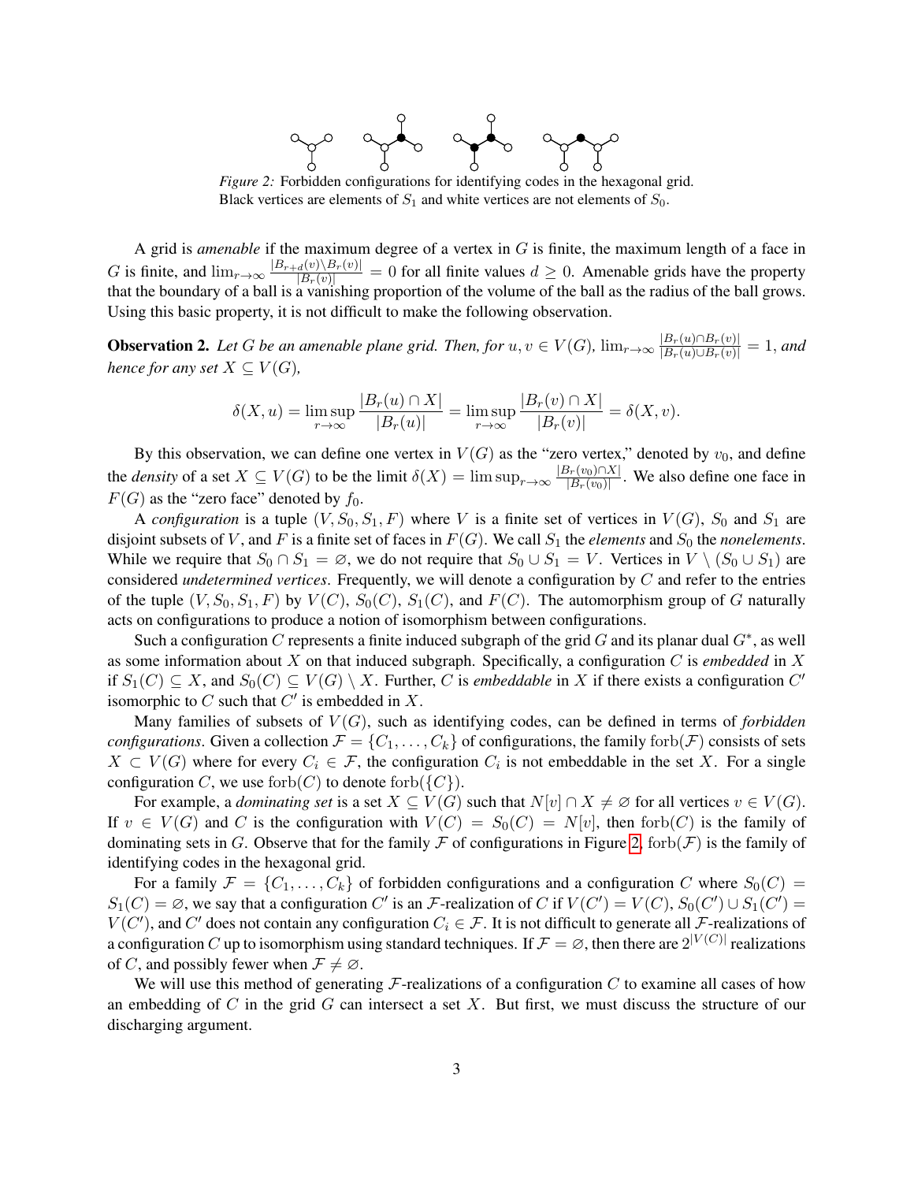*Figure 2:* Forbidden configurations for identifying codes in the hexagonal grid. Black vertices are elements of $S_1$ and white vertices are not elements of $S_0$.

A grid is *amenable* if the maximum degree of a vertex in $G$ is finite, the maximum length of a face in $G$ is finite, and $\lim_{r\to\infty} \frac{|B_{r+d}(v)\setminus B_r(v)|}{|B_r(v)|} = 0$ for all finite values $d \geq 0$. Amenable grids have the property that the boundary of a ball is a vanishing proportion of the volume of the ball as the radius of the ball grows. Using this basic property, it is not difficult to make the following observation.

**Observation 2.** *Let $G$ be an amenable plane grid. Then, for $u, v \in V(G)$, $\lim_{r\to\infty} \frac{|B_r(u)\cap B_r(v)|}{|B_r(u)\cup B_r(v)|} = 1$, and hence for any set $X \subseteq V(G)$,*

$$\delta(X, u) = \limsup_{r\to\infty} \frac{|B_r(u) \cap X|}{|B_r(u)|} = \limsup_{r\to\infty} \frac{|B_r(v) \cap X|}{|B_r(v)|} = \delta(X, v).$$

By this observation, we can define one vertex in $V(G)$ as the "zero vertex," denoted by $v_0$, and define the *density* of a set $X \subseteq V(G)$ to be the limit $\delta(X) = \limsup_{r\to\infty} \frac{|B_r(v_0)\cap X|}{|B_r(v_0)|}$. We also define one face in $F(G)$ as the "zero face" denoted by $f_0$.

A *configuration* is a tuple $(V, S_0, S_1, F)$ where $V$ is a finite set of vertices in $V(G)$, $S_0$ and $S_1$ are disjoint subsets of $V$, and $F$ is a finite set of faces in $F(G)$. We call $S_1$ the *elements* and $S_0$ the *nonelements*. While we require that $S_0 \cap S_1 = \varnothing$, we do not require that $S_0 \cup S_1 = V$. Vertices in $V \setminus (S_0 \cup S_1)$ are considered *undetermined vertices*. Frequently, we will denote a configuration by $C$ and refer to the entries of the tuple $(V, S_0, S_1, F)$ by $V(C)$, $S_0(C)$, $S_1(C)$, and $F(C)$. The automorphism group of $G$ naturally acts on configurations to produce a notion of isomorphism between configurations.

Such a configuration $C$ represents a finite induced subgraph of the grid $G$ and its planar dual $G^*$, as well as some information about $X$ on that induced subgraph. Specifically, a configuration $C$ is *embedded* in $X$ if $S_1(C) \subseteq X$, and $S_0(C) \subseteq V(G) \setminus X$. Further, $C$ is *embeddable* in $X$ if there exists a configuration $C'$ isomorphic to $C$ such that $C'$ is embedded in $X$.

Many families of subsets of $V(G)$, such as identifying codes, can be defined in terms of *forbidden configurations*. Given a collection $\mathcal{F} = \{C_1, \ldots, C_k\}$ of configurations, the family $\mathrm{forb}(\mathcal{F})$ consists of sets $X \subset V(G)$ where for every $C_i \in \mathcal{F}$, the configuration $C_i$ is not embeddable in the set $X$. For a single configuration $C$, we use $\mathrm{forb}(C)$ to denote $\mathrm{forb}(\{C\})$.

For example, a *dominating set* is a set $X \subseteq V(G)$ such that $N[v] \cap X \neq \varnothing$ for all vertices $v \in V(G)$. If $v \in V(G)$ and $C$ is the configuration with $V(C) = S_0(C) = N[v]$, then $\mathrm{forb}(C)$ is the family of dominating sets in $G$. Observe that for the family $\mathcal{F}$ of configurations in Figure 2, $\mathrm{forb}(\mathcal{F})$ is the family of identifying codes in the hexagonal grid.

For a family $\mathcal{F} = \{C_1, \ldots, C_k\}$ of forbidden configurations and a configuration $C$ where $S_0(C) = S_1(C) = \varnothing$, we say that a configuration $C'$ is an $\mathcal{F}$-realization of $C$ if $V(C') = V(C)$, $S_0(C') \cup S_1(C') = V(C')$, and $C'$ does not contain any configuration $C_i \in \mathcal{F}$. It is not difficult to generate all $\mathcal{F}$-realizations of a configuration $C$ up to isomorphism using standard techniques. If $\mathcal{F} = \varnothing$, then there are $2^{|V(C)|}$ realizations of $C$, and possibly fewer when $\mathcal{F} \neq \varnothing$.

We will use this method of generating $\mathcal{F}$-realizations of a configuration $C$ to examine all cases of how an embedding of $C$ in the grid $G$ can intersect a set $X$. But first, we must discuss the structure of our discharging argument.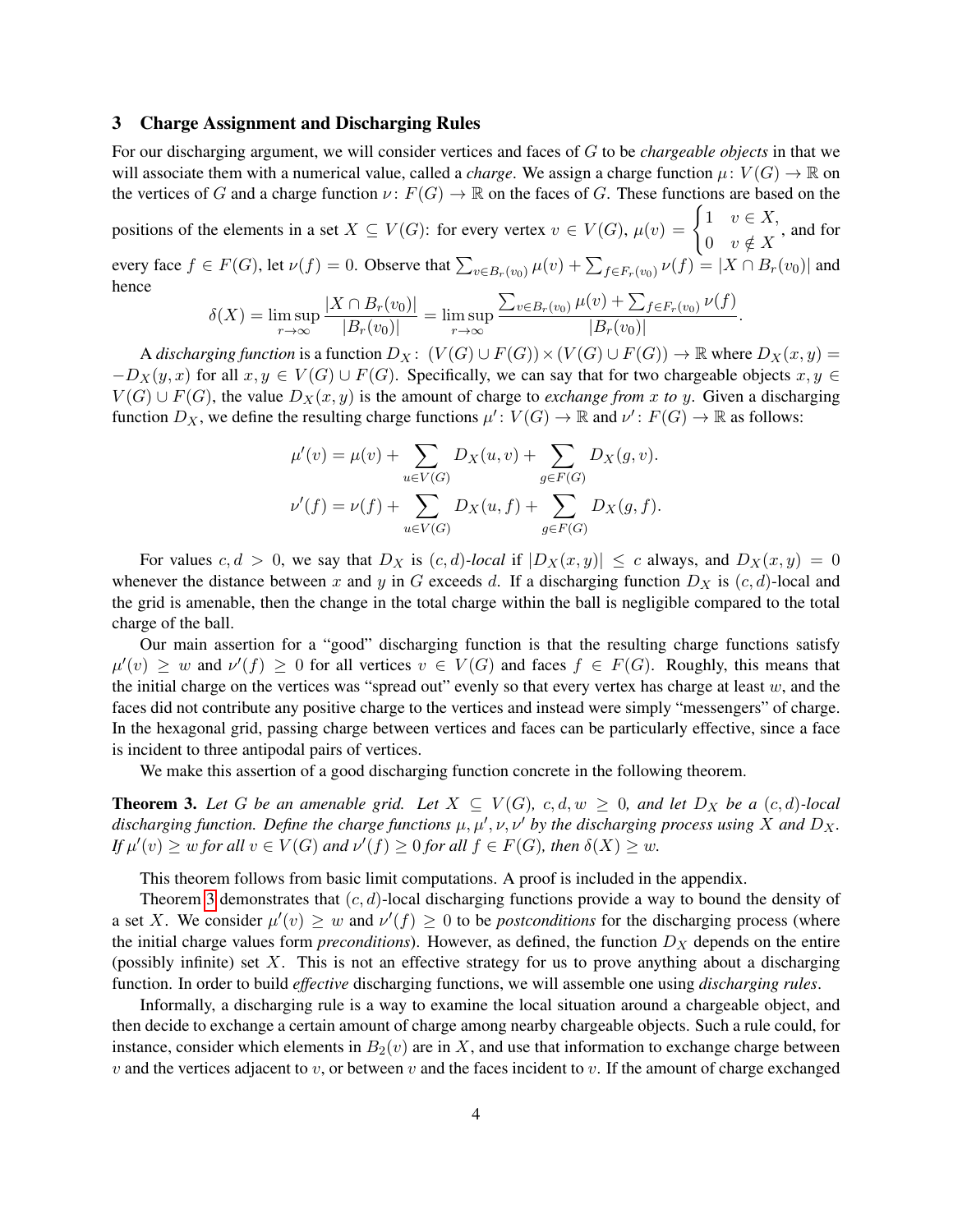## 3 Charge Assignment and Discharging Rules

For our discharging argument, we will consider vertices and faces of $G$ to be *chargeable objects* in that we will associate them with a numerical value, called a *charge*. We assign a charge function $\mu\colon V(G) \to \mathbb{R}$ on the vertices of $G$ and a charge function $\nu\colon F(G) \to \mathbb{R}$ on the faces of $G$. These functions are based on the positions of the elements in a set $X \subseteq V(G)$: for every vertex $v \in V(G)$, $\mu(v) = \begin{cases} 1 & v \in X, \\ 0 & v \notin X \end{cases}$, and for every face $f \in F(G)$, let $\nu(f) = 0$. Observe that $\sum_{v \in B_r(v_0)} \mu(v) + \sum_{f \in F_r(v_0)} \nu(f) = |X \cap B_r(v_0)|$ and hence

$$\delta(X) = \limsup_{r \to \infty} \frac{|X \cap B_r(v_0)|}{|B_r(v_0)|} = \limsup_{r \to \infty} \frac{\sum_{v \in B_r(v_0)} \mu(v) + \sum_{f \in F_r(v_0)} \nu(f)}{|B_r(v_0)|}.$$

A *discharging function* is a function $D_X\colon (V(G) \cup F(G)) \times (V(G) \cup F(G)) \to \mathbb{R}$ where $D_X(x, y) = -D_X(y, x)$ for all $x, y \in V(G) \cup F(G)$. Specifically, we can say that for two chargeable objects $x, y \in V(G) \cup F(G)$, the value $D_X(x, y)$ is the amount of charge to *exchange from $x$ to $y$*. Given a discharging function $D_X$, we define the resulting charge functions $\mu'\colon V(G) \to \mathbb{R}$ and $\nu'\colon F(G) \to \mathbb{R}$ as follows:

$$\mu'(v) = \mu(v) + \sum_{u \in V(G)} D_X(u, v) + \sum_{g \in F(G)} D_X(g, v).$$

$$\nu'(f) = \nu(f) + \sum_{u \in V(G)} D_X(u, f) + \sum_{g \in F(G)} D_X(g, f).$$

For values $c, d > 0$, we say that $D_X$ is *$(c, d)$-local* if $|D_X(x, y)| \le c$ always, and $D_X(x, y) = 0$ whenever the distance between $x$ and $y$ in $G$ exceeds $d$. If a discharging function $D_X$ is $(c, d)$-local and the grid is amenable, then the change in the total charge within the ball is negligible compared to the total charge of the ball.

Our main assertion for a "good" discharging function is that the resulting charge functions satisfy $\mu'(v) \ge w$ and $\nu'(f) \ge 0$ for all vertices $v \in V(G)$ and faces $f \in F(G)$. Roughly, this means that the initial charge on the vertices was "spread out" evenly so that every vertex has charge at least $w$, and the faces did not contribute any positive charge to the vertices and instead were simply "messengers" of charge. In the hexagonal grid, passing charge between vertices and faces can be particularly effective, since a face is incident to three antipodal pairs of vertices.

We make this assertion of a good discharging function concrete in the following theorem.

**Theorem 3.** *Let $G$ be an amenable grid. Let $X \subseteq V(G)$, $c, d, w \ge 0$, and let $D_X$ be a $(c, d)$-local discharging function. Define the charge functions $\mu, \mu', \nu, \nu'$ by the discharging process using $X$ and $D_X$. If $\mu'(v) \ge w$ for all $v \in V(G)$ and $\nu'(f) \ge 0$ for all $f \in F(G)$, then $\delta(X) \ge w$.*

This theorem follows from basic limit computations. A proof is included in the appendix.

Theorem 3 demonstrates that $(c, d)$-local discharging functions provide a way to bound the density of a set $X$. We consider $\mu'(v) \ge w$ and $\nu'(f) \ge 0$ to be *postconditions* for the discharging process (where the initial charge values form *preconditions*). However, as defined, the function $D_X$ depends on the entire (possibly infinite) set $X$. This is not an effective strategy for us to prove anything about a discharging function. In order to build *effective* discharging functions, we will assemble one using *discharging rules*.

Informally, a discharging rule is a way to examine the local situation around a chargeable object, and then decide to exchange a certain amount of charge among nearby chargeable objects. Such a rule could, for instance, consider which elements in $B_2(v)$ are in $X$, and use that information to exchange charge between $v$ and the vertices adjacent to $v$, or between $v$ and the faces incident to $v$. If the amount of charge exchanged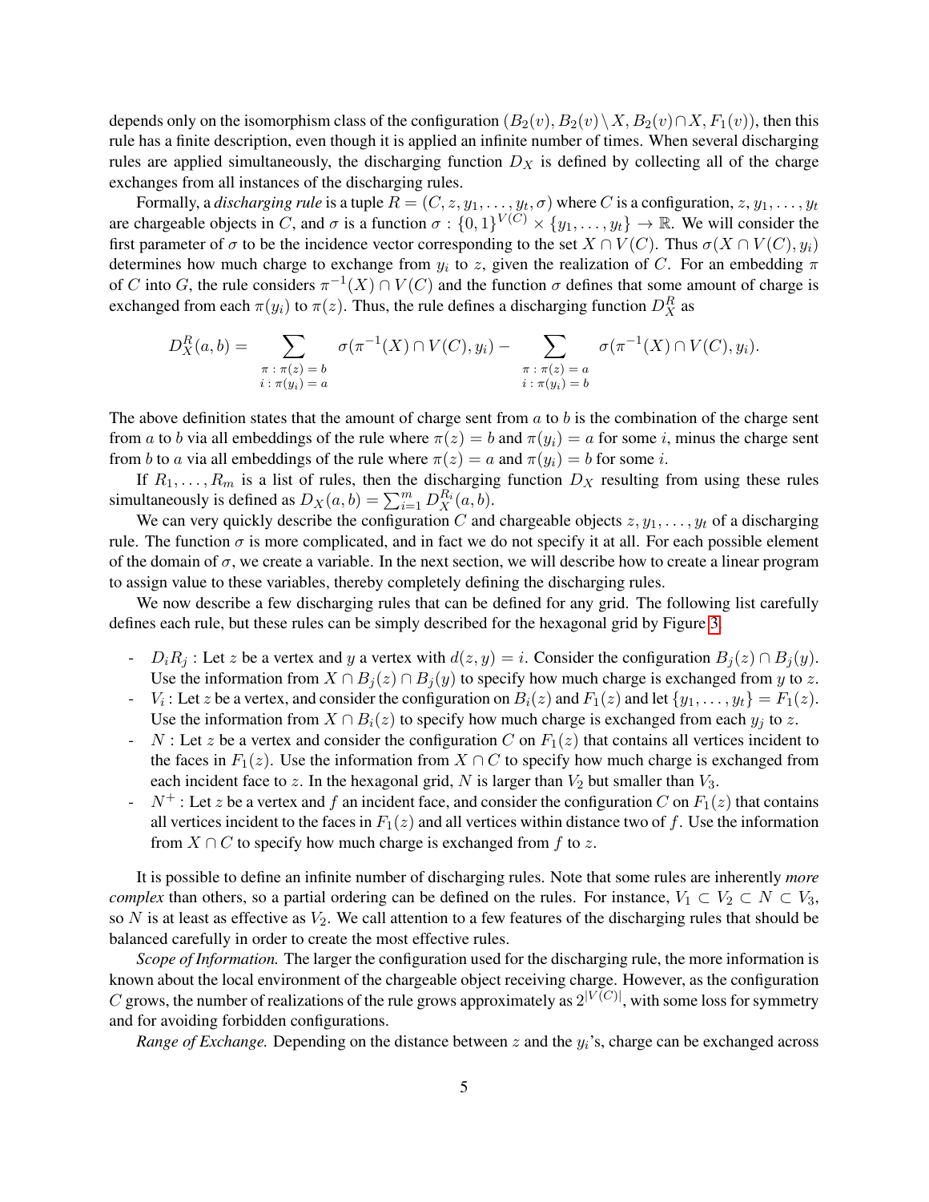depends only on the isomorphism class of the configuration $(B_2(v), B_2(v) \setminus X, B_2(v) \cap X, F_1(v))$, then this rule has a finite description, even though it is applied an infinite number of times. When several discharging rules are applied simultaneously, the discharging function $D_X$ is defined by collecting all of the charge exchanges from all instances of the discharging rules.

Formally, a *discharging rule* is a tuple $R = (C, z, y_1, \dots, y_t, \sigma)$ where $C$ is a configuration, $z, y_1, \dots, y_t$ are chargeable objects in $C$, and $\sigma$ is a function $\sigma : \{0,1\}^{V(C)} \times \{y_1, \dots, y_t\} \to \mathbb{R}$. We will consider the first parameter of $\sigma$ to be the incidence vector corresponding to the set $X \cap V(C)$. Thus $\sigma(X \cap V(C), y_i)$ determines how much charge to exchange from $y_i$ to $z$, given the realization of $C$. For an embedding $\pi$ of $C$ into $G$, the rule considers $\pi^{-1}(X) \cap V(C)$ and the function $\sigma$ defines that some amount of charge is exchanged from each $\pi(y_i)$ to $\pi(z)$. Thus, the rule defines a discharging function $D_X^R$ as

$$D_X^R(a, b) = \sum_{\substack{\pi : \pi(z) = b \\ i : \pi(y_i) = a}} \sigma(\pi^{-1}(X) \cap V(C), y_i) - \sum_{\substack{\pi : \pi(z) = a \\ i : \pi(y_i) = b}} \sigma(\pi^{-1}(X) \cap V(C), y_i).$$

The above definition states that the amount of charge sent from $a$ to $b$ is the combination of the charge sent from $a$ to $b$ via all embeddings of the rule where $\pi(z) = b$ and $\pi(y_i) = a$ for some $i$, minus the charge sent from $b$ to $a$ via all embeddings of the rule where $\pi(z) = a$ and $\pi(y_i) = b$ for some $i$.

If $R_1, \dots, R_m$ is a list of rules, then the discharging function $D_X$ resulting from using these rules simultaneously is defined as $D_X(a, b) = \sum_{i=1}^{m} D_X^{R_i}(a, b)$.

We can very quickly describe the configuration $C$ and chargeable objects $z, y_1, \dots, y_t$ of a discharging rule. The function $\sigma$ is more complicated, and in fact we do not specify it at all. For each possible element of the domain of $\sigma$, we create a variable. In the next section, we will describe how to create a linear program to assign value to these variables, thereby completely defining the discharging rules.

We now describe a few discharging rules that can be defined for any grid. The following list carefully defines each rule, but these rules can be simply described for the hexagonal grid by Figure 3.

- $D_i R_j$ : Let $z$ be a vertex and $y$ a vertex with $d(z, y) = i$. Consider the configuration $B_j(z) \cap B_j(y)$. Use the information from $X \cap B_j(z) \cap B_j(y)$ to specify how much charge is exchanged from $y$ to $z$.
- $V_i$ : Let $z$ be a vertex, and consider the configuration on $B_i(z)$ and $F_1(z)$ and let $\{y_1, \dots, y_t\} = F_1(z)$. Use the information from $X \cap B_i(z)$ to specify how much charge is exchanged from each $y_j$ to $z$.
- $N$ : Let $z$ be a vertex and consider the configuration $C$ on $F_1(z)$ that contains all vertices incident to the faces in $F_1(z)$. Use the information from $X \cap C$ to specify how much charge is exchanged from each incident face to $z$. In the hexagonal grid, $N$ is larger than $V_2$ but smaller than $V_3$.
- $N^+$ : Let $z$ be a vertex and $f$ an incident face, and consider the configuration $C$ on $F_1(z)$ that contains all vertices incident to the faces in $F_1(z)$ and all vertices within distance two of $f$. Use the information from $X \cap C$ to specify how much charge is exchanged from $f$ to $z$.

It is possible to define an infinite number of discharging rules. Note that some rules are inherently *more complex* than others, so a partial ordering can be defined on the rules. For instance, $V_1 \subset V_2 \subset N \subset V_3$, so $N$ is at least as effective as $V_2$. We call attention to a few features of the discharging rules that should be balanced carefully in order to create the most effective rules.

*Scope of Information.* The larger the configuration used for the discharging rule, the more information is known about the local environment of the chargeable object receiving charge. However, as the configuration $C$ grows, the number of realizations of the rule grows approximately as $2^{|V(C)|}$, with some loss for symmetry and for avoiding forbidden configurations.

*Range of Exchange.* Depending on the distance between $z$ and the $y_i$'s, charge can be exchanged across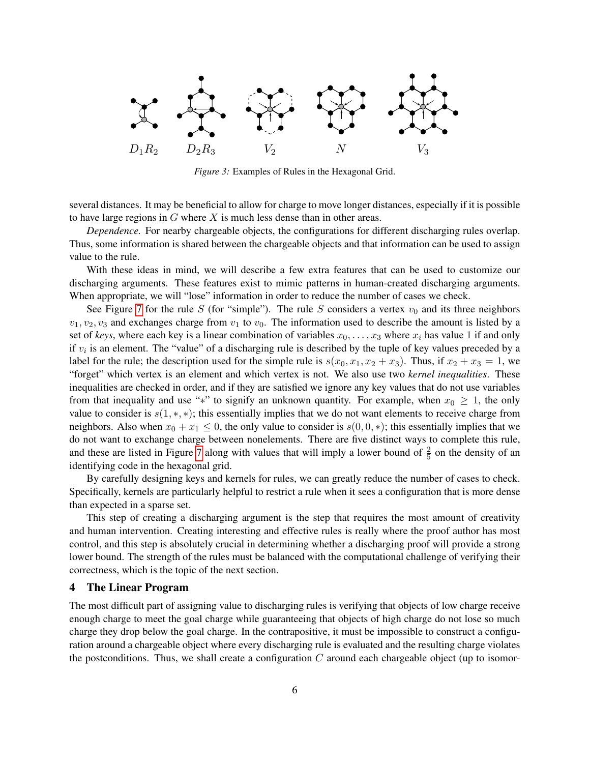$D_1R_2$ $D_2R_3$ $V_2$ $N$ $V_3$

*Figure 3:* Examples of Rules in the Hexagonal Grid.

several distances. It may be beneficial to allow for charge to move longer distances, especially if it is possible to have large regions in $G$ where $X$ is much less dense than in other areas.

*Dependence.* For nearby chargeable objects, the configurations for different discharging rules overlap. Thus, some information is shared between the chargeable objects and that information can be used to assign value to the rule.

With these ideas in mind, we will describe a few extra features that can be used to customize our discharging arguments. These features exist to mimic patterns in human-created discharging arguments. When appropriate, we will "lose" information in order to reduce the number of cases we check.

See Figure 7 for the rule $S$ (for "simple"). The rule $S$ considers a vertex $v_0$ and its three neighbors $v_1, v_2, v_3$ and exchanges charge from $v_1$ to $v_0$. The information used to describe the amount is listed by a set of *keys*, where each key is a linear combination of variables $x_0, \dots, x_3$ where $x_i$ has value 1 if and only if $v_i$ is an element. The "value" of a discharging rule is described by the tuple of key values preceded by a label for the rule; the description used for the simple rule is $s(x_0, x_1, x_2 + x_3)$. Thus, if $x_2 + x_3 = 1$, we "forget" which vertex is an element and which vertex is not. We also use two *kernel inequalities*. These inequalities are checked in order, and if they are satisfied we ignore any key values that do not use variables from that inequality and use "$*$" to signify an unknown quantity. For example, when $x_0 \geq 1$, the only value to consider is $s(1, *, *)$; this essentially implies that we do not want elements to receive charge from neighbors. Also when $x_0 + x_1 \leq 0$, the only value to consider is $s(0, 0, *)$; this essentially implies that we do not want to exchange charge between nonelements. There are five distinct ways to complete this rule, and these are listed in Figure 7 along with values that will imply a lower bound of $\frac{2}{5}$ on the density of an identifying code in the hexagonal grid.

By carefully designing keys and kernels for rules, we can greatly reduce the number of cases to check. Specifically, kernels are particularly helpful to restrict a rule when it sees a configuration that is more dense than expected in a sparse set.

This step of creating a discharging argument is the step that requires the most amount of creativity and human intervention. Creating interesting and effective rules is really where the proof author has most control, and this step is absolutely crucial in determining whether a discharging proof will provide a strong lower bound. The strength of the rules must be balanced with the computational challenge of verifying their correctness, which is the topic of the next section.

## 4 The Linear Program

The most difficult part of assigning value to discharging rules is verifying that objects of low charge receive enough charge to meet the goal charge while guaranteeing that objects of high charge do not lose so much charge they drop below the goal charge. In the contrapositive, it must be impossible to construct a configuration around a chargeable object where every discharging rule is evaluated and the resulting charge violates the postconditions. Thus, we shall create a configuration $C$ around each chargeable object (up to isomor-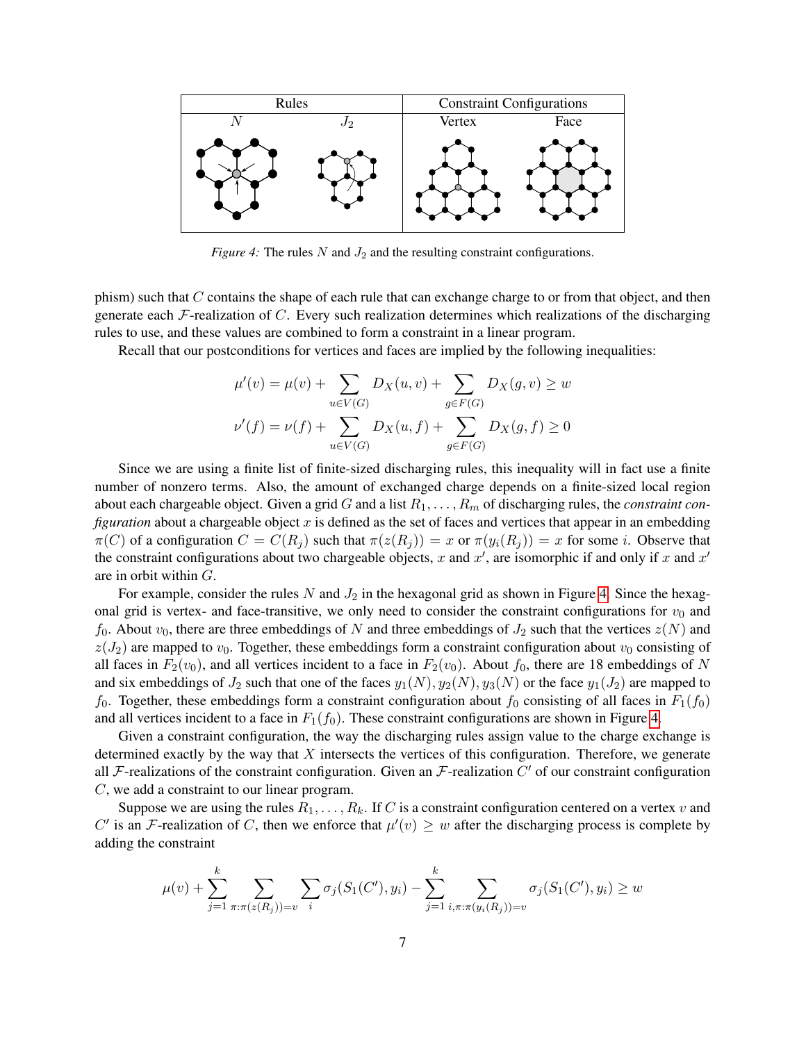| Rules | | Constraint Configurations | |
|---|---|---|---|
| $N$ | $J_2$ | Vertex | Face |

*Figure 4:* The rules $N$ and $J_2$ and the resulting constraint configurations.

phism) such that $C$ contains the shape of each rule that can exchange charge to or from that object, and then generate each $\mathcal{F}$-realization of $C$. Every such realization determines which realizations of the discharging rules to use, and these values are combined to form a constraint in a linear program.

Recall that our postconditions for vertices and faces are implied by the following inequalities:

$$\mu'(v) = \mu(v) + \sum_{u \in V(G)} D_X(u, v) + \sum_{g \in F(G)} D_X(g, v) \geq w$$

$$\nu'(f) = \nu(f) + \sum_{u \in V(G)} D_X(u, f) + \sum_{g \in F(G)} D_X(g, f) \geq 0$$

Since we are using a finite list of finite-sized discharging rules, this inequality will in fact use a finite number of nonzero terms. Also, the amount of exchanged charge depends on a finite-sized local region about each chargeable object. Given a grid $G$ and a list $R_1, \dots, R_m$ of discharging rules, the *constraint configuration* about a chargeable object $x$ is defined as the set of faces and vertices that appear in an embedding $\pi(C)$ of a configuration $C = C(R_j)$ such that $\pi(z(R_j)) = x$ or $\pi(y_i(R_j)) = x$ for some $i$. Observe that the constraint configurations about two chargeable objects, $x$ and $x'$, are isomorphic if and only if $x$ and $x'$ are in orbit within $G$.

For example, consider the rules $N$ and $J_2$ in the hexagonal grid as shown in Figure 4. Since the hexagonal grid is vertex- and face-transitive, we only need to consider the constraint configurations for $v_0$ and $f_0$. About $v_0$, there are three embeddings of $N$ and three embeddings of $J_2$ such that the vertices $z(N)$ and $z(J_2)$ are mapped to $v_0$. Together, these embeddings form a constraint configuration about $v_0$ consisting of all faces in $F_2(v_0)$, and all vertices incident to a face in $F_2(v_0)$. About $f_0$, there are 18 embeddings of $N$ and six embeddings of $J_2$ such that one of the faces $y_1(N), y_2(N), y_3(N)$ or the face $y_1(J_2)$ are mapped to $f_0$. Together, these embeddings form a constraint configuration about $f_0$ consisting of all faces in $F_1(f_0)$ and all vertices incident to a face in $F_1(f_0)$. These constraint configurations are shown in Figure 4.

Given a constraint configuration, the way the discharging rules assign value to the charge exchange is determined exactly by the way that $X$ intersects the vertices of this configuration. Therefore, we generate all $\mathcal{F}$-realizations of the constraint configuration. Given an $\mathcal{F}$-realization $C'$ of our constraint configuration $C$, we add a constraint to our linear program.

Suppose we are using the rules $R_1, \dots, R_k$. If $C$ is a constraint configuration centered on a vertex $v$ and $C'$ is an $\mathcal{F}$-realization of $C$, then we enforce that $\mu'(v) \geq w$ after the discharging process is complete by adding the constraint

$$\mu(v) + \sum_{j=1}^{k} \sum_{\pi : \pi(z(R_j)) = v} \sum_{i} \sigma_j(S_1(C'), y_i) - \sum_{j=1}^{k} \sum_{i, \pi : \pi(y_i(R_j)) = v} \sigma_j(S_1(C'), y_i) \geq w$$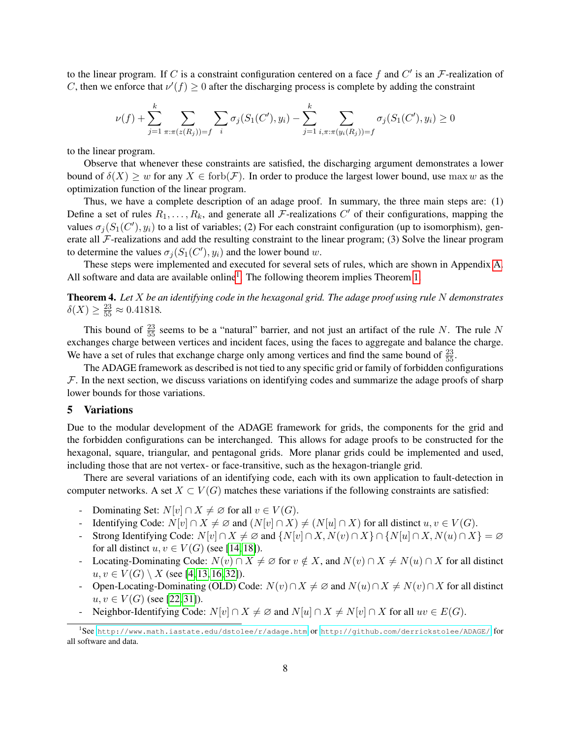to the linear program. If $C$ is a constraint configuration centered on a face $f$ and $C'$ is an $\mathcal{F}$-realization of $C$, then we enforce that $\nu'(f) \geq 0$ after the discharging process is complete by adding the constraint

$$\nu(f) + \sum_{j=1}^{k} \sum_{\pi:\pi(z(R_j))=f} \sum_{i} \sigma_j(S_1(C'), y_i) - \sum_{j=1}^{k} \sum_{i,\pi:\pi(y_i(R_j))=f} \sigma_j(S_1(C'), y_i) \geq 0$$

to the linear program.

Observe that whenever these constraints are satisfied, the discharging argument demonstrates a lower bound of $\delta(X) \geq w$ for any $X \in \text{forb}(\mathcal{F})$. In order to produce the largest lower bound, use $\max w$ as the optimization function of the linear program.

Thus, we have a complete description of an adage proof. In summary, the three main steps are: (1) Define a set of rules $R_1, \dots, R_k$, and generate all $\mathcal{F}$-realizations $C'$ of their configurations, mapping the values $\sigma_j(S_1(C'), y_i)$ to a list of variables; (2) For each constraint configuration (up to isomorphism), generate all $\mathcal{F}$-realizations and add the resulting constraint to the linear program; (3) Solve the linear program to determine the values $\sigma_j(S_1(C'), y_i)$ and the lower bound $w$.

These steps were implemented and executed for several sets of rules, which are shown in Appendix A. All software and data are available online[1]. The following theorem implies Theorem 1.

**Theorem 4.** *Let $X$ be an identifying code in the hexagonal grid. The adage proof using rule $N$ demonstrates $\delta(X) \geq \frac{23}{55} \approx 0.41818$.*

This bound of $\frac{23}{55}$ seems to be a "natural" barrier, and not just an artifact of the rule $N$. The rule $N$ exchanges charge between vertices and incident faces, using the faces to aggregate and balance the charge. We have a set of rules that exchange charge only among vertices and find the same bound of $\frac{23}{55}$.

The ADAGE framework as described is not tied to any specific grid or family of forbidden configurations $\mathcal{F}$. In the next section, we discuss variations on identifying codes and summarize the adage proofs of sharp lower bounds for those variations.

## 5 Variations

Due to the modular development of the ADAGE framework for grids, the components for the grid and the forbidden configurations can be interchanged. This allows for adage proofs to be constructed for the hexagonal, square, triangular, and pentagonal grids. More planar grids could be implemented and used, including those that are not vertex- or face-transitive, such as the hexagon-triangle grid.

There are several variations of an identifying code, each with its own application to fault-detection in computer networks. A set $X \subset V(G)$ matches these variations if the following constraints are satisfied:

- Dominating Set: $N[v] \cap X \neq \varnothing$ for all $v \in V(G)$.
- Identifying Code: $N[v] \cap X \neq \varnothing$ and $(N[v] \cap X) \neq (N[u] \cap X)$ for all distinct $u, v \in V(G)$.
- Strong Identifying Code: $N[v] \cap X \neq \varnothing$ and $\{N[v] \cap X, N(v) \cap X\} \cap \{N[u] \cap X, N(u) \cap X\} = \varnothing$ for all distinct $u, v \in V(G)$ (see [14, 18]).
- Locating-Dominating Code: $N(v) \cap X \neq \varnothing$ for $v \notin X$, and $N(v) \cap X \neq N(u) \cap X$ for all distinct $u, v \in V(G) \setminus X$ (see [4, 13, 16, 32]).
- Open-Locating-Dominating (OLD) Code: $N(v) \cap X \neq \varnothing$ and $N(u) \cap X \neq N(v) \cap X$ for all distinct $u, v \in V(G)$ (see [22, 31]).
- Neighbor-Identifying Code: $N[v] \cap X \neq \varnothing$ and $N[u] \cap X \neq N[v] \cap X$ for all $uv \in E(G)$.

[1] See http://www.math.iastate.edu/dstolee/r/adage.htm or http://github.com/derrickstolee/ADAGE/ for all software and data.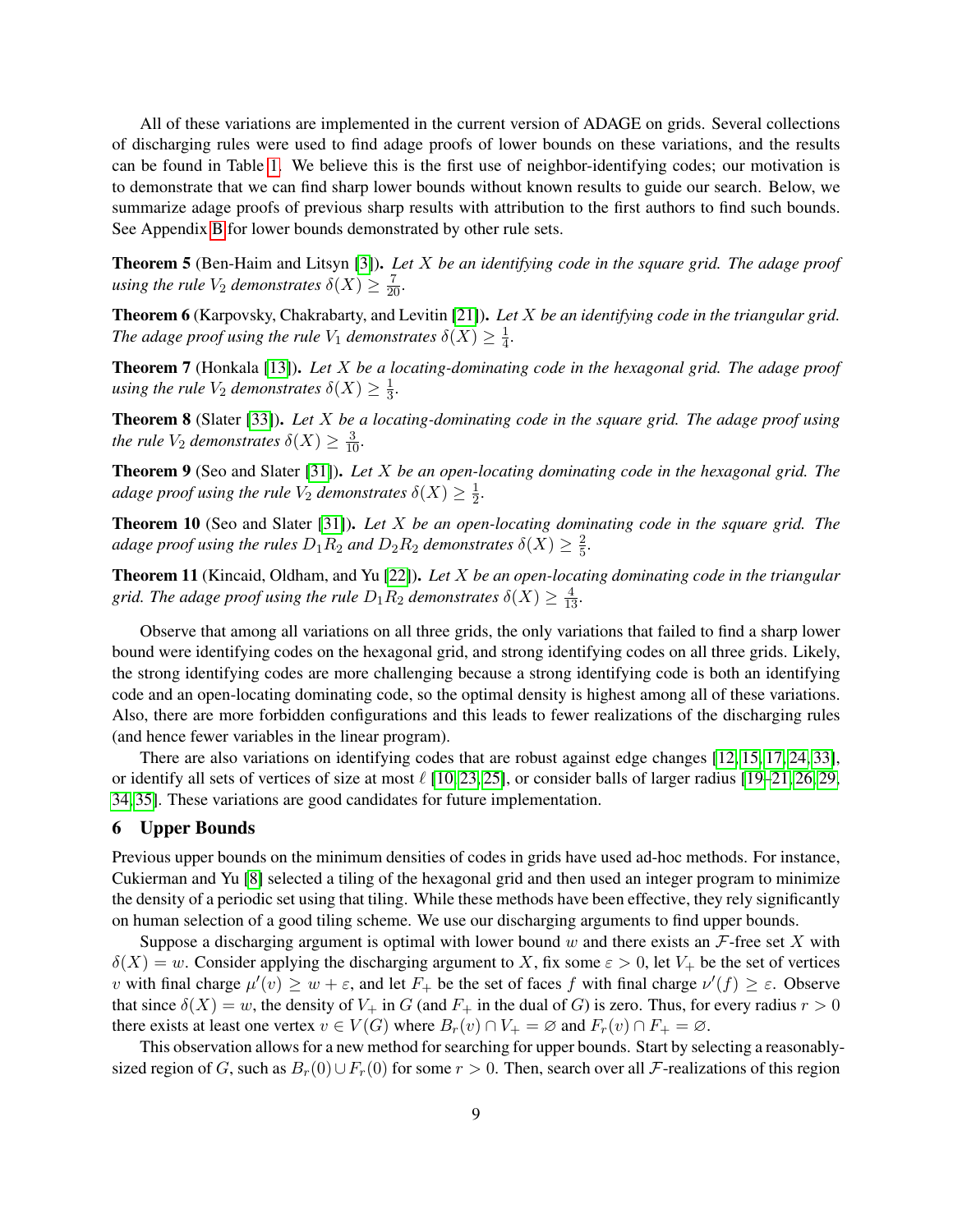All of these variations are implemented in the current version of ADAGE on grids. Several collections of discharging rules were used to find adage proofs of lower bounds on these variations, and the results can be found in Table 1. We believe this is the first use of neighbor-identifying codes; our motivation is to demonstrate that we can find sharp lower bounds without known results to guide our search. Below, we summarize adage proofs of previous sharp results with attribution to the first authors to find such bounds. See Appendix B for lower bounds demonstrated by other rule sets.

**Theorem 5** (Ben-Haim and Litsyn [3]). *Let $X$ be an identifying code in the square grid. The adage proof using the rule $V_2$ demonstrates $\delta(X) \geq \frac{7}{20}$.*

**Theorem 6** (Karpovsky, Chakrabarty, and Levitin [21]). *Let $X$ be an identifying code in the triangular grid. The adage proof using the rule $V_1$ demonstrates $\delta(X) \geq \frac{1}{4}$.*

**Theorem 7** (Honkala [13]). *Let $X$ be a locating-dominating code in the hexagonal grid. The adage proof using the rule $V_2$ demonstrates $\delta(X) \geq \frac{1}{3}$.*

**Theorem 8** (Slater [33]). *Let $X$ be a locating-dominating code in the square grid. The adage proof using the rule $V_2$ demonstrates $\delta(X) \geq \frac{3}{10}$.*

**Theorem 9** (Seo and Slater [31]). *Let $X$ be an open-locating dominating code in the hexagonal grid. The adage proof using the rule $V_2$ demonstrates $\delta(X) \geq \frac{1}{2}$.*

**Theorem 10** (Seo and Slater [31]). *Let $X$ be an open-locating dominating code in the square grid. The adage proof using the rules $D_1R_2$ and $D_2R_2$ demonstrates $\delta(X) \geq \frac{2}{5}$.*

**Theorem 11** (Kincaid, Oldham, and Yu [22]). *Let $X$ be an open-locating dominating code in the triangular grid. The adage proof using the rule $D_1R_2$ demonstrates $\delta(X) \geq \frac{4}{13}$.*

Observe that among all variations on all three grids, the only variations that failed to find a sharp lower bound were identifying codes on the hexagonal grid, and strong identifying codes on all three grids. Likely, the strong identifying codes are more challenging because a strong identifying code is both an identifying code and an open-locating dominating code, so the optimal density is highest among all of these variations. Also, there are more forbidden configurations and this leads to fewer realizations of the discharging rules (and hence fewer variables in the linear program).

There are also variations on identifying codes that are robust against edge changes [12, 15, 17, 24, 33], or identify all sets of vertices of size at most $\ell$ [10, 23, 25], or consider balls of larger radius [19–21, 26, 29, 34, 35]. These variations are good candidates for future implementation.

## 6 Upper Bounds

Previous upper bounds on the minimum densities of codes in grids have used ad-hoc methods. For instance, Cukierman and Yu [8] selected a tiling of the hexagonal grid and then used an integer program to minimize the density of a periodic set using that tiling. While these methods have been effective, they rely significantly on human selection of a good tiling scheme. We use our discharging arguments to find upper bounds.

Suppose a discharging argument is optimal with lower bound $w$ and there exists an $\mathcal{F}$-free set $X$ with $\delta(X) = w$. Consider applying the discharging argument to $X$, fix some $\varepsilon > 0$, let $V_+$ be the set of vertices $v$ with final charge $\mu'(v) \geq w + \varepsilon$, and let $F_+$ be the set of faces $f$ with final charge $\nu'(f) \geq \varepsilon$. Observe that since $\delta(X) = w$, the density of $V_+$ in $G$ (and $F_+$ in the dual of $G$) is zero. Thus, for every radius $r > 0$ there exists at least one vertex $v \in V(G)$ where $B_r(v) \cap V_+ = \varnothing$ and $F_r(v) \cap F_+ = \varnothing$.

This observation allows for a new method for searching for upper bounds. Start by selecting a reasonably-sized region of $G$, such as $B_r(0) \cup F_r(0)$ for some $r > 0$. Then, search over all $\mathcal{F}$-realizations of this region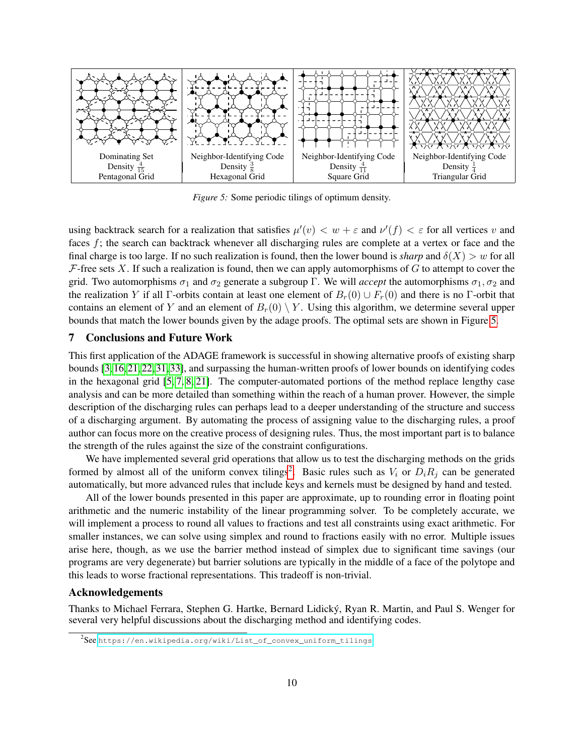| Dominating Set Density $\frac{4}{15}$ Pentagonal Grid | Neighbor-Identifying Code Density $\frac{3}{8}$ Hexagonal Grid | Neighbor-Identifying Code Density $\frac{4}{11}$ Square Grid | Neighbor-Identifying Code Density $\frac{1}{4}$ Triangular Grid |
|---|---|---|---|

*Figure 5:* Some periodic tilings of optimum density.

using backtrack search for a realization that satisfies $\mu'(v) < w + \varepsilon$ and $\nu'(f) < \varepsilon$ for all vertices $v$ and faces $f$; the search can backtrack whenever all discharging rules are complete at a vertex or face and the final charge is too large. If no such realization is found, then the lower bound is *sharp* and $\delta(X) > w$ for all $\mathcal{F}$-free sets $X$. If such a realization is found, then we can apply automorphisms of $G$ to attempt to cover the grid. Two automorphisms $\sigma_1$ and $\sigma_2$ generate a subgroup $\Gamma$. We will *accept* the automorphisms $\sigma_1, \sigma_2$ and the realization $Y$ if all $\Gamma$-orbits contain at least one element of $B_r(0) \cup F_r(0)$ and there is no $\Gamma$-orbit that contains an element of $Y$ and an element of $B_r(0) \setminus Y$. Using this algorithm, we determine several upper bounds that match the lower bounds given by the adage proofs. The optimal sets are shown in Figure 5.

## 7 Conclusions and Future Work

This first application of the ADAGE framework is successful in showing alternative proofs of existing sharp bounds [3,16,21,22,31,33], and surpassing the human-written proofs of lower bounds on identifying codes in the hexagonal grid [5,7,8,21]. The computer-automated portions of the method replace lengthy case analysis and can be more detailed than something within the reach of a human prover. However, the simple description of the discharging rules can perhaps lead to a deeper understanding of the structure and success of a discharging argument. By automating the process of assigning value to the discharging rules, a proof author can focus more on the creative process of designing rules. Thus, the most important part is to balance the strength of the rules against the size of the constraint configurations.

We have implemented several grid operations that allow us to test the discharging methods on the grids formed by almost all of the uniform convex tilings[2]. Basic rules such as $V_i$ or $D_iR_j$ can be generated automatically, but more advanced rules that include keys and kernels must be designed by hand and tested.

All of the lower bounds presented in this paper are approximate, up to rounding error in floating point arithmetic and the numeric instability of the linear programming solver. To be completely accurate, we will implement a process to round all values to fractions and test all constraints using exact arithmetic. For smaller instances, we can solve using simplex and round to fractions easily with no error. Multiple issues arise here, though, as we use the barrier method instead of simplex due to significant time savings (our programs are very degenerate) but barrier solutions are typically in the middle of a face of the polytope and this leads to worse fractional representations. This tradeoff is non-trivial.

### Acknowledgements

Thanks to Michael Ferrara, Stephen G. Hartke, Bernard Lidický, Ryan R. Martin, and Paul S. Wenger for several very helpful discussions about the discharging method and identifying codes.

[2] See https://en.wikipedia.org/wiki/List_of_convex_uniform_tilings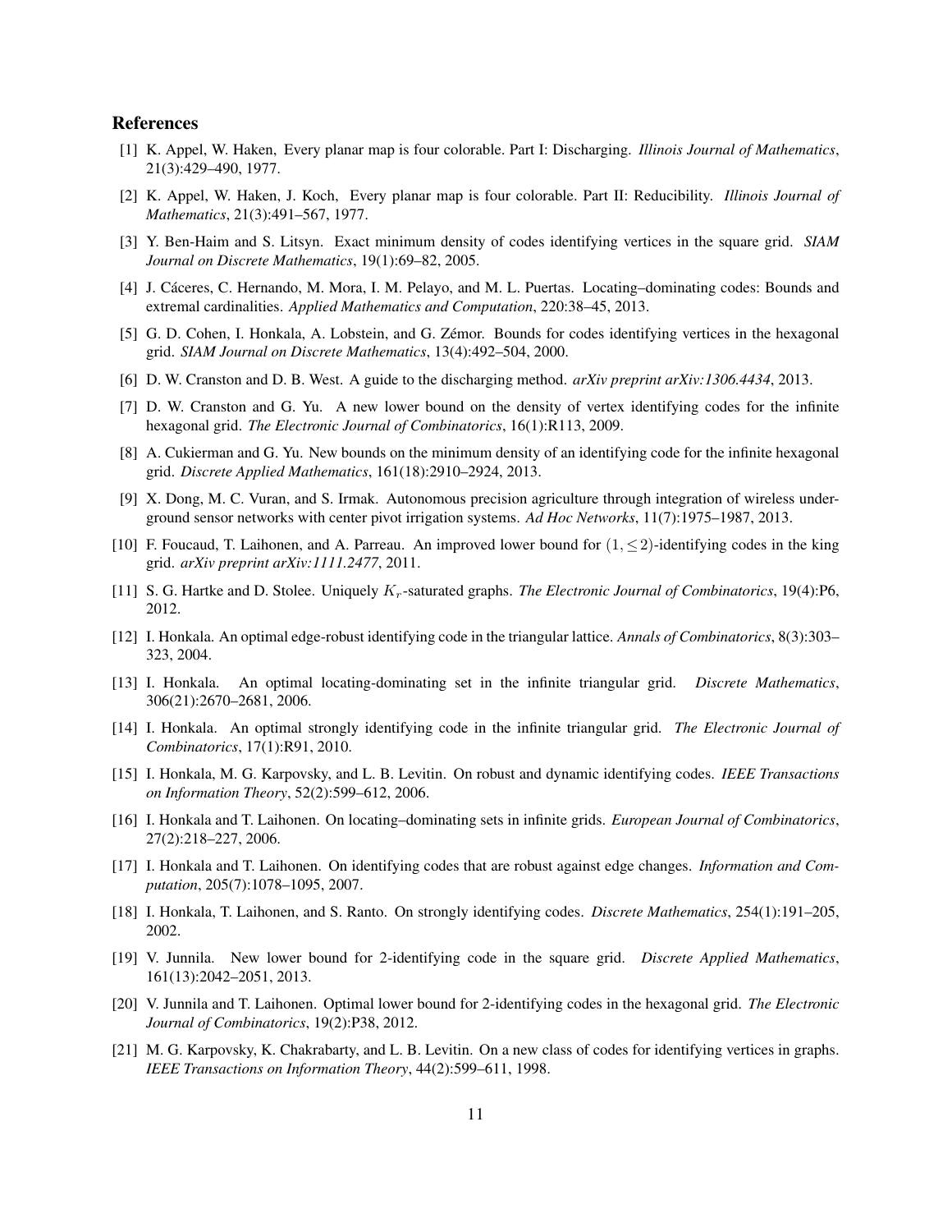## References

[1] K. Appel, W. Haken, Every planar map is four colorable. Part I: Discharging. *Illinois Journal of Mathematics*, 21(3):429–490, 1977.

[2] K. Appel, W. Haken, J. Koch, Every planar map is four colorable. Part II: Reducibility. *Illinois Journal of Mathematics*, 21(3):491–567, 1977.

[3] Y. Ben-Haim and S. Litsyn. Exact minimum density of codes identifying vertices in the square grid. *SIAM Journal on Discrete Mathematics*, 19(1):69–82, 2005.

[4] J. Cáceres, C. Hernando, M. Mora, I. M. Pelayo, and M. L. Puertas. Locating–dominating codes: Bounds and extremal cardinalities. *Applied Mathematics and Computation*, 220:38–45, 2013.

[5] G. D. Cohen, I. Honkala, A. Lobstein, and G. Zémor. Bounds for codes identifying vertices in the hexagonal grid. *SIAM Journal on Discrete Mathematics*, 13(4):492–504, 2000.

[6] D. W. Cranston and D. B. West. A guide to the discharging method. *arXiv preprint arXiv:1306.4434*, 2013.

[7] D. W. Cranston and G. Yu. A new lower bound on the density of vertex identifying codes for the infinite hexagonal grid. *The Electronic Journal of Combinatorics*, 16(1):R113, 2009.

[8] A. Cukierman and G. Yu. New bounds on the minimum density of an identifying code for the infinite hexagonal grid. *Discrete Applied Mathematics*, 161(18):2910–2924, 2013.

[9] X. Dong, M. C. Vuran, and S. Irmak. Autonomous precision agriculture through integration of wireless underground sensor networks with center pivot irrigation systems. *Ad Hoc Networks*, 11(7):1975–1987, 2013.

[10] F. Foucaud, T. Laihonen, and A. Parreau. An improved lower bound for $(1, \leq 2)$-identifying codes in the king grid. *arXiv preprint arXiv:1111.2477*, 2011.

[11] S. G. Hartke and D. Stolee. Uniquely $K_r$-saturated graphs. *The Electronic Journal of Combinatorics*, 19(4):P6, 2012.

[12] I. Honkala. An optimal edge-robust identifying code in the triangular lattice. *Annals of Combinatorics*, 8(3):303–323, 2004.

[13] I. Honkala. An optimal locating-dominating set in the infinite triangular grid. *Discrete Mathematics*, 306(21):2670–2681, 2006.

[14] I. Honkala. An optimal strongly identifying code in the infinite triangular grid. *The Electronic Journal of Combinatorics*, 17(1):R91, 2010.

[15] I. Honkala, M. G. Karpovsky, and L. B. Levitin. On robust and dynamic identifying codes. *IEEE Transactions on Information Theory*, 52(2):599–612, 2006.

[16] I. Honkala and T. Laihonen. On locating–dominating sets in infinite grids. *European Journal of Combinatorics*, 27(2):218–227, 2006.

[17] I. Honkala and T. Laihonen. On identifying codes that are robust against edge changes. *Information and Computation*, 205(7):1078–1095, 2007.

[18] I. Honkala, T. Laihonen, and S. Ranto. On strongly identifying codes. *Discrete Mathematics*, 254(1):191–205, 2002.

[19] V. Junnila. New lower bound for 2-identifying code in the square grid. *Discrete Applied Mathematics*, 161(13):2042–2051, 2013.

[20] V. Junnila and T. Laihonen. Optimal lower bound for 2-identifying codes in the hexagonal grid. *The Electronic Journal of Combinatorics*, 19(2):P38, 2012.

[21] M. G. Karpovsky, K. Chakrabarty, and L. B. Levitin. On a new class of codes for identifying vertices in graphs. *IEEE Transactions on Information Theory*, 44(2):599–611, 1998.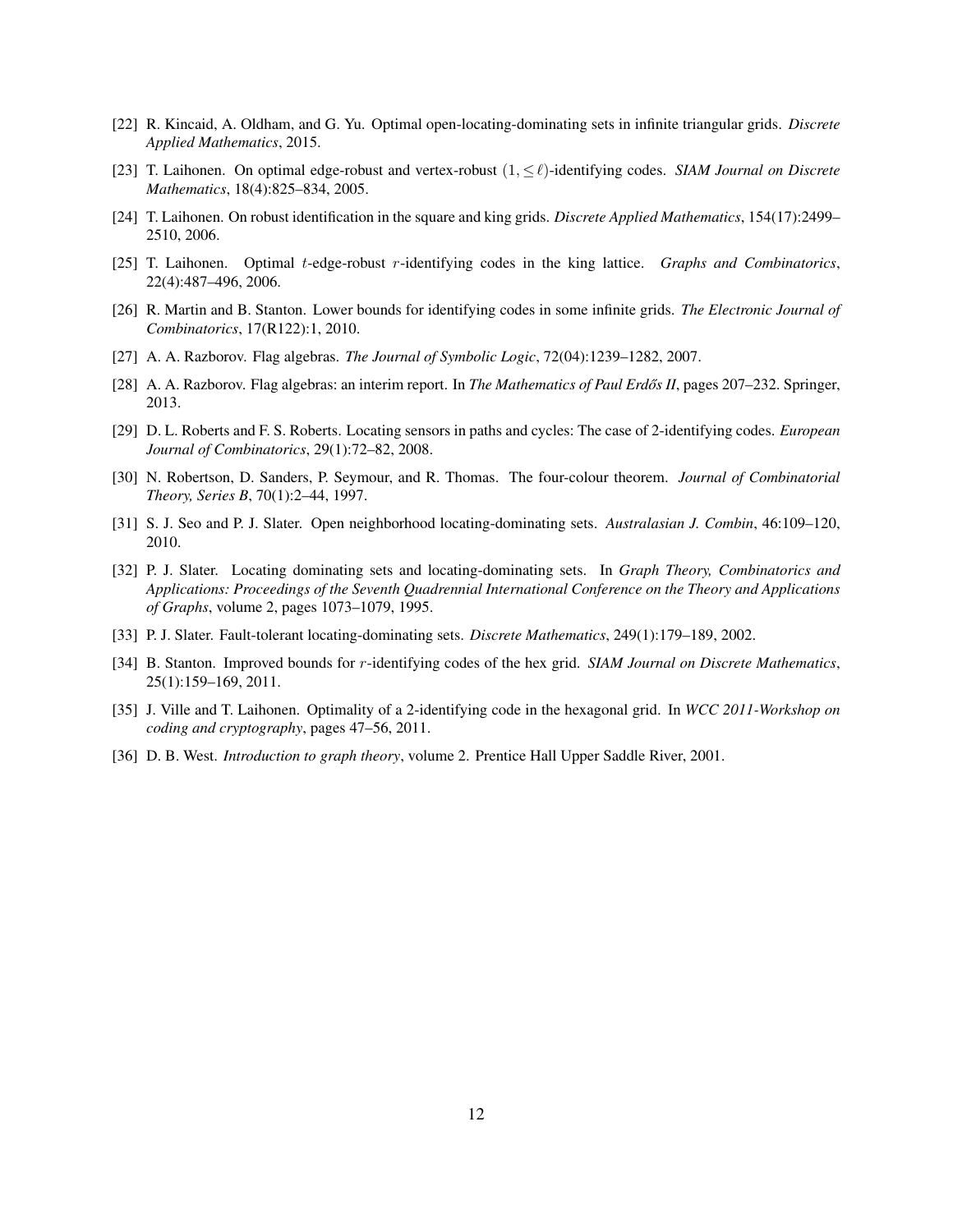[22] R. Kincaid, A. Oldham, and G. Yu. Optimal open-locating-dominating sets in infinite triangular grids. *Discrete Applied Mathematics*, 2015.

[23] T. Laihonen. On optimal edge-robust and vertex-robust $(1, \leq \ell)$-identifying codes. *SIAM Journal on Discrete Mathematics*, 18(4):825–834, 2005.

[24] T. Laihonen. On robust identification in the square and king grids. *Discrete Applied Mathematics*, 154(17):2499–2510, 2006.

[25] T. Laihonen. Optimal $t$-edge-robust $r$-identifying codes in the king lattice. *Graphs and Combinatorics*, 22(4):487–496, 2006.

[26] R. Martin and B. Stanton. Lower bounds for identifying codes in some infinite grids. *The Electronic Journal of Combinatorics*, 17(R122):1, 2010.

[27] A. A. Razborov. Flag algebras. *The Journal of Symbolic Logic*, 72(04):1239–1282, 2007.

[28] A. A. Razborov. Flag algebras: an interim report. In *The Mathematics of Paul Erdős II*, pages 207–232. Springer, 2013.

[29] D. L. Roberts and F. S. Roberts. Locating sensors in paths and cycles: The case of 2-identifying codes. *European Journal of Combinatorics*, 29(1):72–82, 2008.

[30] N. Robertson, D. Sanders, P. Seymour, and R. Thomas. The four-colour theorem. *Journal of Combinatorial Theory, Series B*, 70(1):2–44, 1997.

[31] S. J. Seo and P. J. Slater. Open neighborhood locating-dominating sets. *Australasian J. Combin*, 46:109–120, 2010.

[32] P. J. Slater. Locating dominating sets and locating-dominating sets. In *Graph Theory, Combinatorics and Applications: Proceedings of the Seventh Quadrennial International Conference on the Theory and Applications of Graphs*, volume 2, pages 1073–1079, 1995.

[33] P. J. Slater. Fault-tolerant locating-dominating sets. *Discrete Mathematics*, 249(1):179–189, 2002.

[34] B. Stanton. Improved bounds for $r$-identifying codes of the hex grid. *SIAM Journal on Discrete Mathematics*, 25(1):159–169, 2011.

[35] J. Ville and T. Laihonen. Optimality of a 2-identifying code in the hexagonal grid. In *WCC 2011-Workshop on coding and cryptography*, pages 47–56, 2011.

[36] D. B. West. *Introduction to graph theory*, volume 2. Prentice Hall Upper Saddle River, 2001.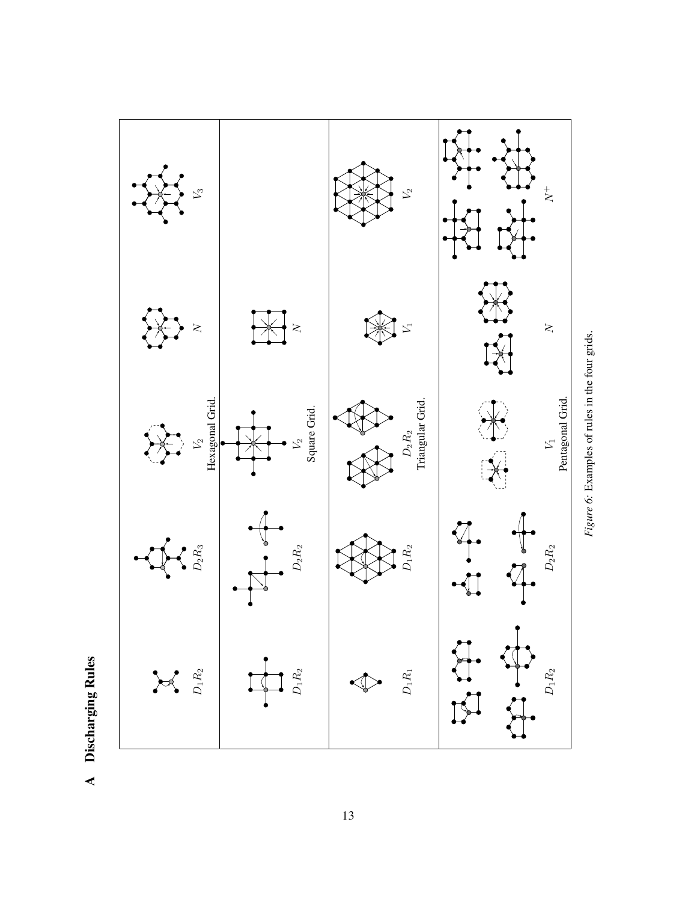# A Discharging Rules

| | | | | | |
|---|---|---|---|---|---|
| Hexagonal Grid. | $D_1R_2$ | $D_2R_3$ | $V_2$ | $N$ | $V_3$ |
| Square Grid. | $D_1R_2$ | $D_2R_2$ | $V_2$ | $N$ | |
| Triangular Grid. | $D_1R_1$ | $D_1R_2$ | $D_2R_2$ | $V_1$ | $V_2$ |
| Pentagonal Grid. | $D_1R_2$ | $D_2R_2$ | $V_1$ | $N$ | $N^+$ |

*Figure 6*: Examples of rules in the four grids.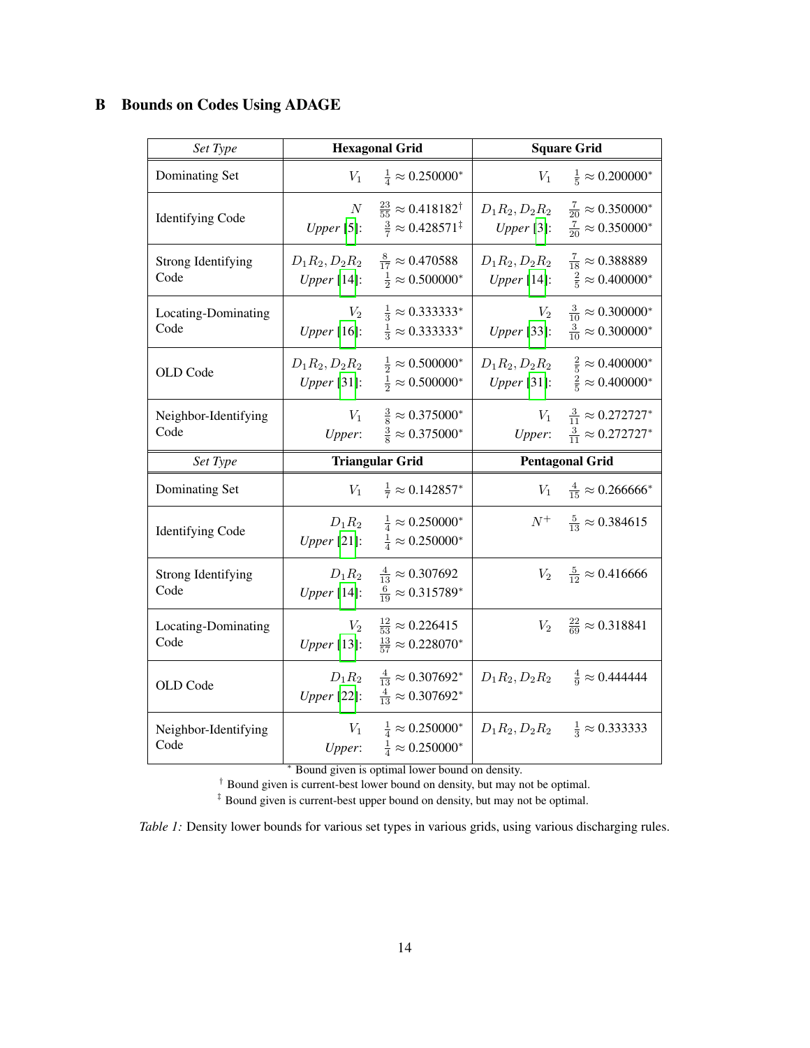## B Bounds on Codes Using ADAGE

| *Set Type* | **Hexagonal Grid** | **Square Grid** |
|---|---|---|
| Dominating Set | $V_1$ $\frac{1}{4} \approx 0.250000^*$ | $V_1$ $\frac{1}{5} \approx 0.200000^*$ |
| Identifying Code | $N$ $\frac{23}{55} \approx 0.418182^\dagger$ <br> *Upper* [5]: $\frac{3}{7} \approx 0.428571^\ddagger$ | $D_1R_2, D_2R_2$ $\frac{7}{20} \approx 0.350000^*$ <br> *Upper* [3]: $\frac{7}{20} \approx 0.350000^*$ |
| Strong Identifying Code | $D_1R_2, D_2R_2$ $\frac{8}{17} \approx 0.470588$ <br> *Upper* [14]: $\frac{1}{2} \approx 0.500000^*$ | $D_1R_2, D_2R_2$ $\frac{7}{18} \approx 0.388889$ <br> *Upper* [14]: $\frac{2}{5} \approx 0.400000^*$ |
| Locating-Dominating Code | $V_2$ $\frac{1}{3} \approx 0.333333^*$ <br> *Upper* [16]: $\frac{1}{3} \approx 0.333333^*$ | $V_2$ $\frac{3}{10} \approx 0.300000^*$ <br> *Upper* [33]: $\frac{3}{10} \approx 0.300000^*$ |
| OLD Code | $D_1R_2, D_2R_2$ $\frac{1}{2} \approx 0.500000^*$ <br> *Upper* [31]: $\frac{1}{2} \approx 0.500000^*$ | $D_1R_2, D_2R_2$ $\frac{2}{5} \approx 0.400000^*$ <br> *Upper* [31]: $\frac{2}{5} \approx 0.400000^*$ |
| Neighbor-Identifying Code | $V_1$ $\frac{3}{8} \approx 0.375000^*$ <br> *Upper*: $\frac{3}{8} \approx 0.375000^*$ | $V_1$ $\frac{3}{11} \approx 0.272727^*$ <br> *Upper*: $\frac{3}{11} \approx 0.272727^*$ |
| *Set Type* | **Triangular Grid** | **Pentagonal Grid** |
| Dominating Set | $V_1$ $\frac{1}{7} \approx 0.142857^*$ | $V_1$ $\frac{4}{15} \approx 0.266666^*$ |
| Identifying Code | $D_1R_2$ $\frac{1}{4} \approx 0.250000^*$ <br> *Upper* [21]: $\frac{1}{4} \approx 0.250000^*$ | $N^+$ $\frac{5}{13} \approx 0.384615$ |
| Strong Identifying Code | $D_1R_2$ $\frac{4}{13} \approx 0.307692$ <br> *Upper* [14]: $\frac{6}{19} \approx 0.315789^*$ | $V_2$ $\frac{5}{12} \approx 0.416666$ |
| Locating-Dominating Code | $V_2$ $\frac{12}{53} \approx 0.226415$ <br> *Upper* [13]: $\frac{13}{57} \approx 0.228070^*$ | $V_2$ $\frac{22}{69} \approx 0.318841$ |
| OLD Code | $D_1R_2$ $\frac{4}{13} \approx 0.307692^*$ <br> *Upper* [22]: $\frac{4}{13} \approx 0.307692^*$ | $D_1R_2, D_2R_2$ $\frac{4}{9} \approx 0.444444$ |
| Neighbor-Identifying Code | $V_1$ $\frac{1}{4} \approx 0.250000^*$ <br> *Upper*: $\frac{1}{4} \approx 0.250000^*$ | $D_1R_2, D_2R_2$ $\frac{1}{3} \approx 0.333333$ |

$^*$ Bound given is optimal lower bound on density.
$^\dagger$ Bound given is current-best lower bound on density, but may not be optimal.
$^\ddagger$ Bound given is current-best upper bound on density, but may not be optimal.

*Table 1:* Density lower bounds for various set types in various grids, using various discharging rules.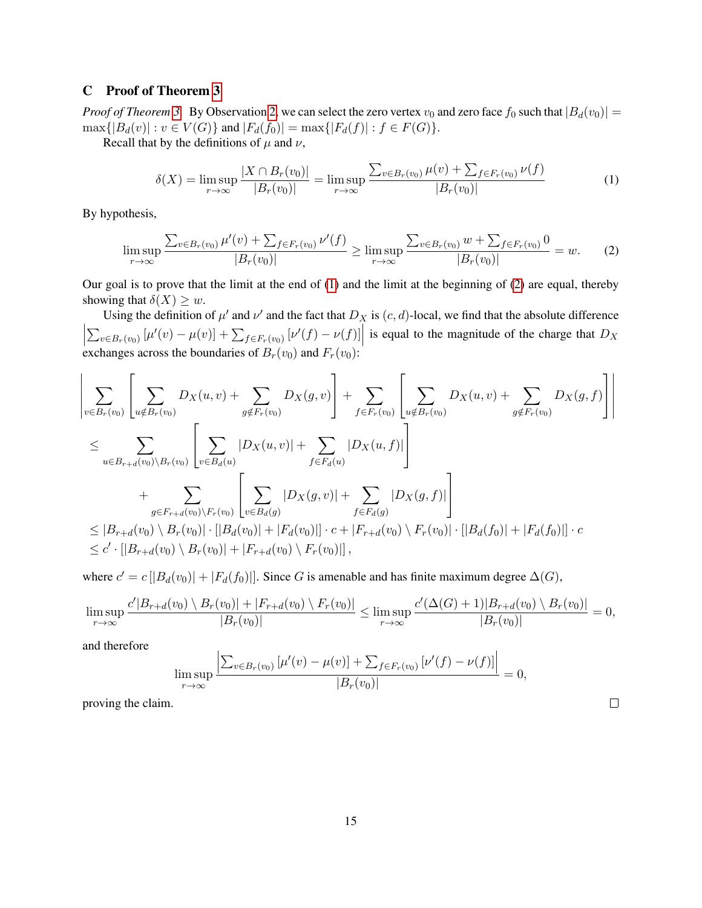## C Proof of Theorem 3

*Proof of Theorem 3.* By Observation 2, we can select the zero vertex $v_0$ and zero face $f_0$ such that $|B_d(v_0)| = \max\{|B_d(v)| : v \in V(G)\}$ and $|F_d(f_0)| = \max\{|F_d(f)| : f \in F(G)\}$.

Recall that by the definitions of $\mu$ and $\nu$,

$$\delta(X) = \limsup_{r\to\infty} \frac{|X \cap B_r(v_0)|}{|B_r(v_0)|} = \limsup_{r\to\infty} \frac{\sum_{v\in B_r(v_0)} \mu(v) + \sum_{f\in F_r(v_0)} \nu(f)}{|B_r(v_0)|} \tag{1}$$

By hypothesis,

$$\limsup_{r\to\infty} \frac{\sum_{v\in B_r(v_0)} \mu'(v) + \sum_{f\in F_r(v_0)} \nu'(f)}{|B_r(v_0)|} \geq \limsup_{r\to\infty} \frac{\sum_{v\in B_r(v_0)} w + \sum_{f\in F_r(v_0)} 0}{|B_r(v_0)|} = w. \tag{2}$$

Our goal is to prove that the limit at the end of (1) and the limit at the beginning of (2) are equal, thereby showing that $\delta(X) \geq w$.

Using the definition of $\mu'$ and $\nu'$ and the fact that $D_X$ is $(c,d)$-local, we find that the absolute difference $\left|\sum_{v\in B_r(v_0)} [\mu'(v) - \mu(v)] + \sum_{f\in F_r(v_0)} [\nu'(f) - \nu(f)]\right|$ is equal to the magnitude of the charge that $D_X$ exchanges across the boundaries of $B_r(v_0)$ and $F_r(v_0)$:

$$\begin{aligned}
&\left| \sum_{v\in B_r(v_0)} \left[ \sum_{u\notin B_r(v_0)} D_X(u,v) + \sum_{g\notin F_r(v_0)} D_X(g,v) \right] + \sum_{f\in F_r(v_0)} \left[ \sum_{u\notin B_r(v_0)} D_X(u,v) + \sum_{g\notin F_r(v_0)} D_X(g,f) \right] \right| \\
&\leq \sum_{u\in B_{r+d}(v_0)\setminus B_r(v_0)} \left[ \sum_{v\in B_d(u)} |D_X(u,v)| + \sum_{f\in F_d(u)} |D_X(u,f)| \right] \\
&\qquad + \sum_{g\in F_{r+d}(v_0)\setminus F_r(v_0)} \left[ \sum_{v\in B_d(g)} |D_X(g,v)| + \sum_{f\in F_d(g)} |D_X(g,f)| \right] \\
&\leq |B_{r+d}(v_0)\setminus B_r(v_0)| \cdot [|B_d(v_0)| + |F_d(v_0)|] \cdot c + |F_{r+d}(v_0)\setminus F_r(v_0)| \cdot [|B_d(f_0)| + |F_d(f_0)|] \cdot c \\
&\leq c' \cdot [|B_{r+d}(v_0)\setminus B_r(v_0)| + |F_{r+d}(v_0)\setminus F_r(v_0)|],
\end{aligned}$$

where $c' = c\,[|B_d(v_0)| + |F_d(f_0)|]$. Since $G$ is amenable and has finite maximum degree $\Delta(G)$,

$$\limsup_{r\to\infty} \frac{c'|B_{r+d}(v_0)\setminus B_r(v_0)| + |F_{r+d}(v_0)\setminus F_r(v_0)|}{|B_r(v_0)|} \leq \limsup_{r\to\infty} \frac{c'(\Delta(G)+1)|B_{r+d}(v_0)\setminus B_r(v_0)|}{|B_r(v_0)|} = 0,$$

and therefore

$$\limsup_{r\to\infty} \frac{\left|\sum_{v\in B_r(v_0)} [\mu'(v) - \mu(v)] + \sum_{f\in F_r(v_0)} [\nu'(f) - \nu(f)]\right|}{|B_r(v_0)|} = 0,$$

proving the claim. □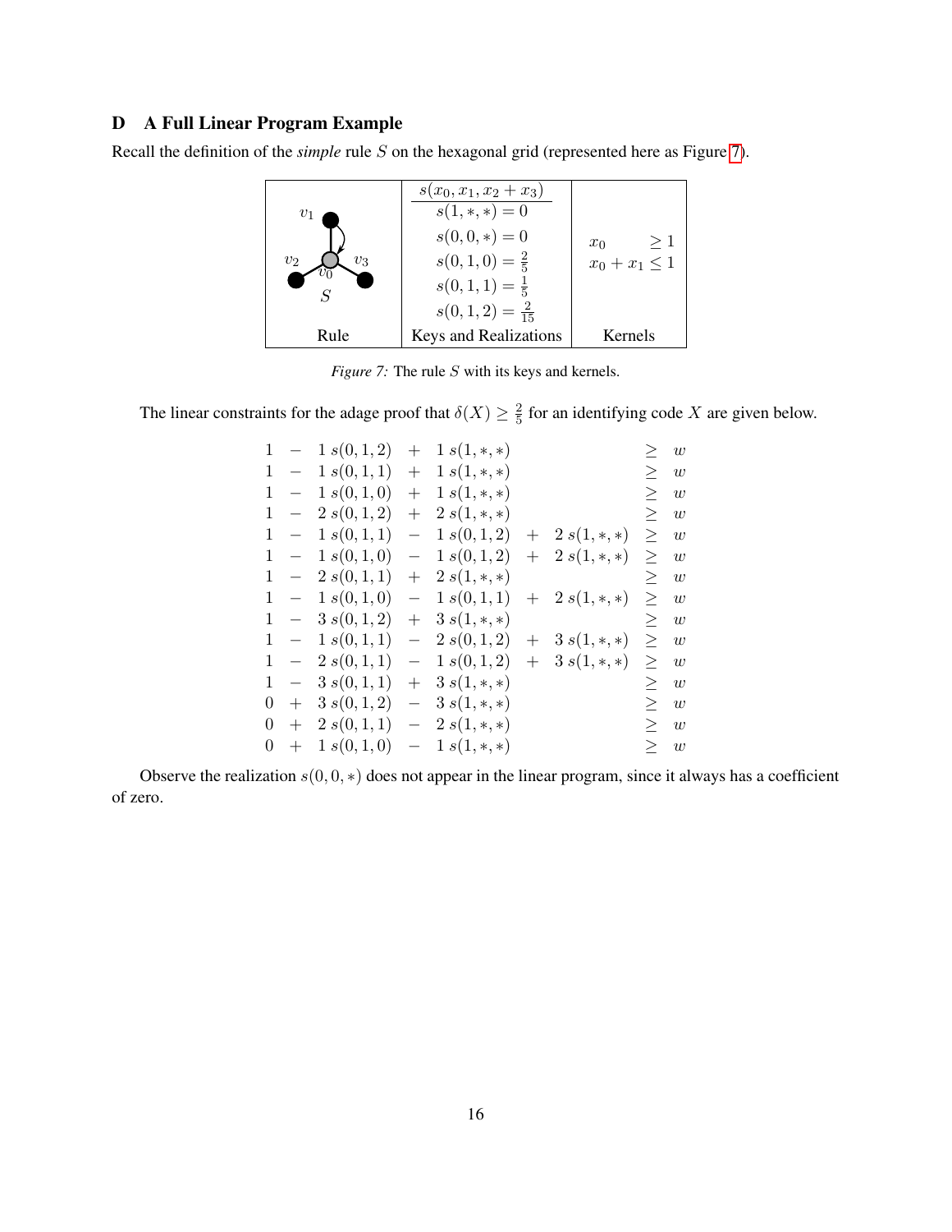## D A Full Linear Program Example

Recall the definition of the *simple* rule $S$ on the hexagonal grid (represented here as Figure 7).

| Rule | Keys and Realizations | Kernels |
|---|---|---|
| $v_1$, $v_2$, $v_0$, $v_3$, $S$ | $s(x_0, x_1, x_2 + x_3)$<br>$s(1,*,*) = 0$<br>$s(0,0,*) = 0$<br>$s(0,1,0) = \frac{2}{5}$<br>$s(0,1,1) = \frac{1}{5}$<br>$s(0,1,2) = \frac{2}{15}$ | $x_0 \geq 1$<br>$x_0 + x_1 \leq 1$ |

*Figure 7:* The rule $S$ with its keys and kernels.

The linear constraints for the adage proof that $\delta(X) \geq \frac{2}{5}$ for an identifying code $X$ are given below.

$$
\begin{array}{lllllll}
1 & - & 1\,s(0,1,2) & + & 1\,s(1,*,*) & & \geq w \\
1 & - & 1\,s(0,1,1) & + & 1\,s(1,*,*) & & \geq w \\
1 & - & 1\,s(0,1,0) & + & 1\,s(1,*,*) & & \geq w \\
1 & - & 2\,s(0,1,2) & + & 2\,s(1,*,*) & & \geq w \\
1 & - & 1\,s(0,1,1) & - & 1\,s(0,1,2) & + \; 2\,s(1,*,*) & \geq w \\
1 & - & 1\,s(0,1,0) & - & 1\,s(0,1,2) & + \; 2\,s(1,*,*) & \geq w \\
1 & - & 2\,s(0,1,1) & + & 2\,s(1,*,*) & & \geq w \\
1 & - & 1\,s(0,1,0) & - & 1\,s(0,1,1) & + \; 2\,s(1,*,*) & \geq w \\
1 & - & 3\,s(0,1,2) & + & 3\,s(1,*,*) & & \geq w \\
1 & - & 1\,s(0,1,1) & - & 2\,s(0,1,2) & + \; 3\,s(1,*,*) & \geq w \\
1 & - & 2\,s(0,1,1) & - & 1\,s(0,1,2) & + \; 3\,s(1,*,*) & \geq w \\
1 & - & 3\,s(0,1,1) & + & 3\,s(1,*,*) & & \geq w \\
0 & + & 3\,s(0,1,2) & - & 3\,s(1,*,*) & & \geq w \\
0 & + & 2\,s(0,1,1) & - & 2\,s(1,*,*) & & \geq w \\
0 & + & 1\,s(0,1,0) & - & 1\,s(1,*,*) & & \geq w
\end{array}
$$

Observe the realization $s(0,0,*)$ does not appear in the linear program, since it always has a coefficient of zero.